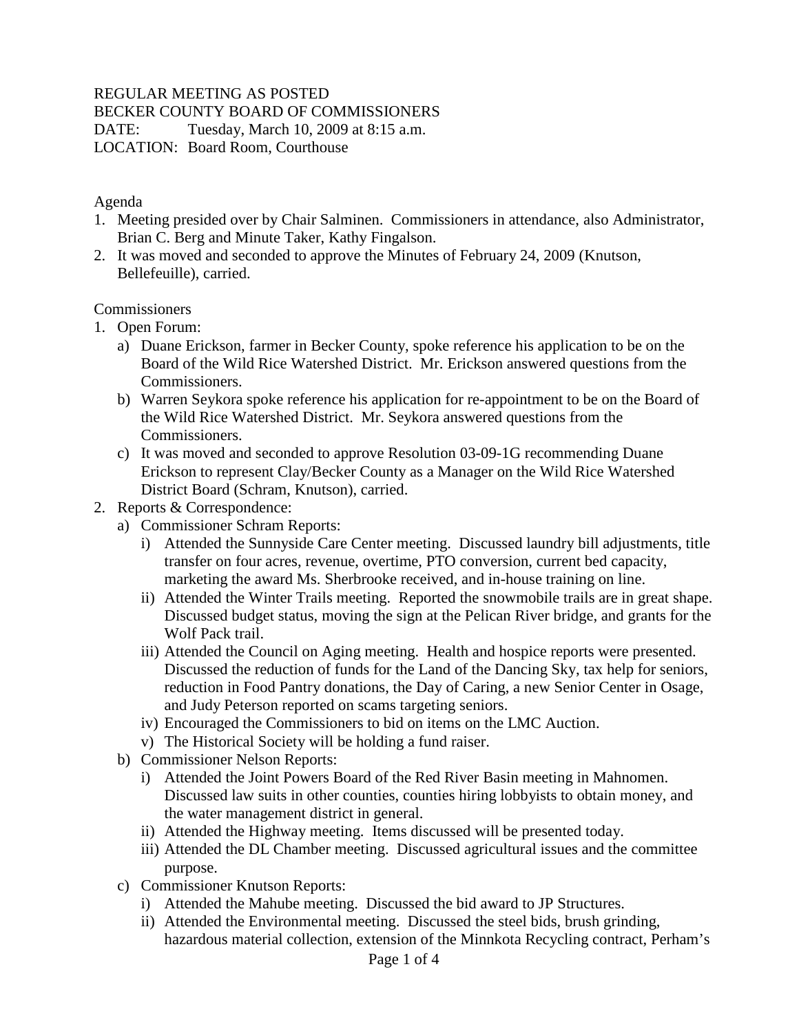REGULAR MEETING AS POSTED
BECKER COUNTY BOARD OF COMMISSIONERS
DATE: Tuesday, March 10, 2009 at 8:15 a.m.
LOCATION: Board Room, Courthouse

Agenda

1. Meeting presided over by Chair Salminen. Commissioners in attendance, also Administrator, Brian C. Berg and Minute Taker, Kathy Fingalson.
2. It was moved and seconded to approve the Minutes of February 24, 2009 (Knutson, Bellefeuille), carried.

Commissioners

1. Open Forum:
   a) Duane Erickson, farmer in Becker County, spoke reference his application to be on the Board of the Wild Rice Watershed District. Mr. Erickson answered questions from the Commissioners.
   b) Warren Seykora spoke reference his application for re-appointment to be on the Board of the Wild Rice Watershed District. Mr. Seykora answered questions from the Commissioners.
   c) It was moved and seconded to approve Resolution 03-09-1G recommending Duane Erickson to represent Clay/Becker County as a Manager on the Wild Rice Watershed District Board (Schram, Knutson), carried.
2. Reports & Correspondence:
   a) Commissioner Schram Reports:
      i) Attended the Sunnyside Care Center meeting. Discussed laundry bill adjustments, title transfer on four acres, revenue, overtime, PTO conversion, current bed capacity, marketing the award Ms. Sherbrooke received, and in-house training on line.
      ii) Attended the Winter Trails meeting. Reported the snowmobile trails are in great shape. Discussed budget status, moving the sign at the Pelican River bridge, and grants for the Wolf Pack trail.
      iii) Attended the Council on Aging meeting. Health and hospice reports were presented. Discussed the reduction of funds for the Land of the Dancing Sky, tax help for seniors, reduction in Food Pantry donations, the Day of Caring, a new Senior Center in Osage, and Judy Peterson reported on scams targeting seniors.
      iv) Encouraged the Commissioners to bid on items on the LMC Auction.
      v) The Historical Society will be holding a fund raiser.
   b) Commissioner Nelson Reports:
      i) Attended the Joint Powers Board of the Red River Basin meeting in Mahnomen. Discussed law suits in other counties, counties hiring lobbyists to obtain money, and the water management district in general.
      ii) Attended the Highway meeting. Items discussed will be presented today.
      iii) Attended the DL Chamber meeting. Discussed agricultural issues and the committee purpose.
   c) Commissioner Knutson Reports:
      i) Attended the Mahube meeting. Discussed the bid award to JP Structures.
      ii) Attended the Environmental meeting. Discussed the steel bids, brush grinding, hazardous material collection, extension of the Minnkota Recycling contract, Perham's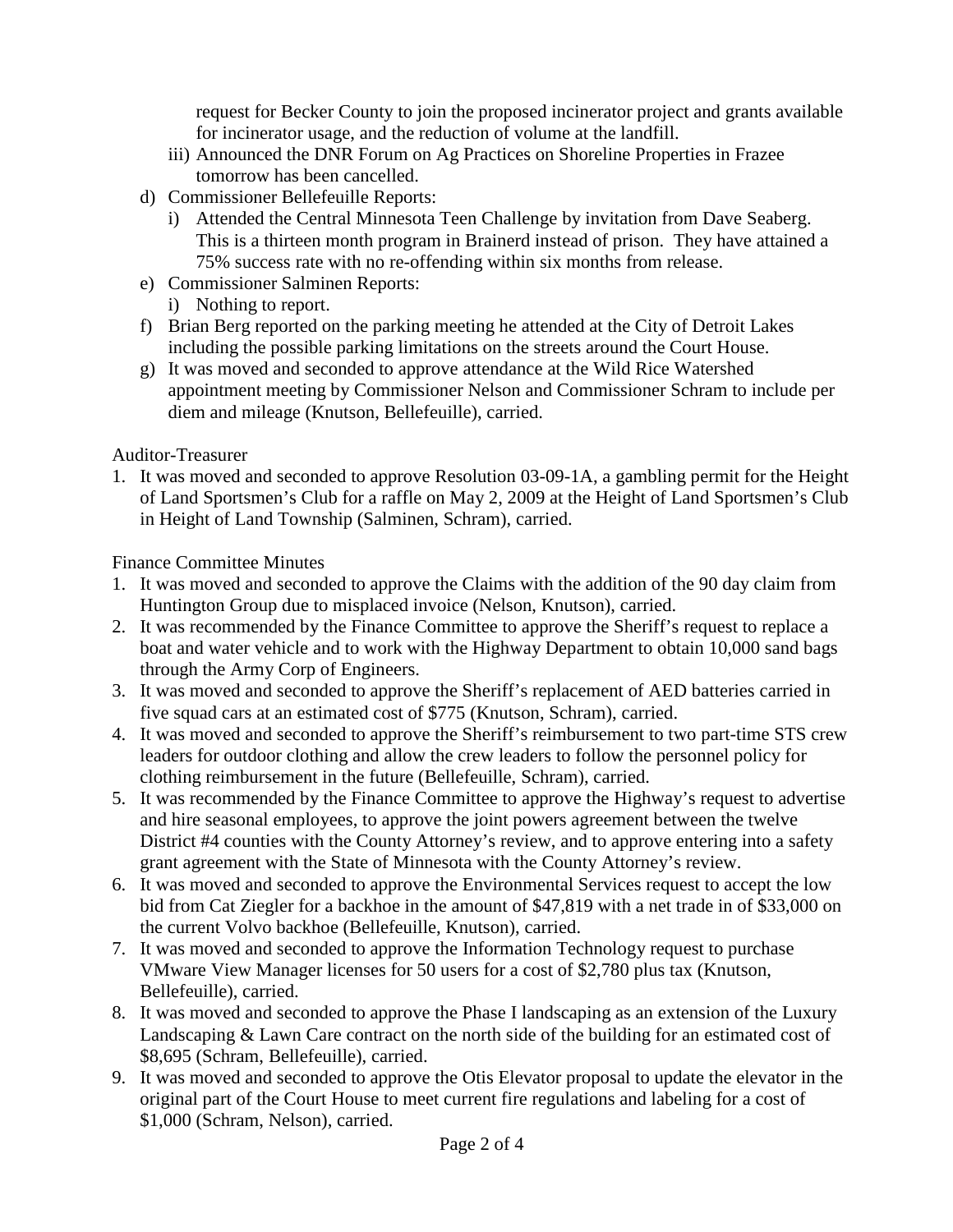request for Becker County to join the proposed incinerator project and grants available for incinerator usage, and the reduction of volume at the landfill.

   iii) Announced the DNR Forum on Ag Practices on Shoreline Properties in Frazee tomorrow has been cancelled.

d) Commissioner Bellefeuille Reports:
   i) Attended the Central Minnesota Teen Challenge by invitation from Dave Seaberg. This is a thirteen month program in Brainerd instead of prison. They have attained a 75% success rate with no re-offending within six months from release.

e) Commissioner Salminen Reports:
   i) Nothing to report.

f) Brian Berg reported on the parking meeting he attended at the City of Detroit Lakes including the possible parking limitations on the streets around the Court House.

g) It was moved and seconded to approve attendance at the Wild Rice Watershed appointment meeting by Commissioner Nelson and Commissioner Schram to include per diem and mileage (Knutson, Bellefeuille), carried.

Auditor-Treasurer

1. It was moved and seconded to approve Resolution 03-09-1A, a gambling permit for the Height of Land Sportsmen's Club for a raffle on May 2, 2009 at the Height of Land Sportsmen's Club in Height of Land Township (Salminen, Schram), carried.

Finance Committee Minutes

1. It was moved and seconded to approve the Claims with the addition of the 90 day claim from Huntington Group due to misplaced invoice (Nelson, Knutson), carried.
2. It was recommended by the Finance Committee to approve the Sheriff's request to replace a boat and water vehicle and to work with the Highway Department to obtain 10,000 sand bags through the Army Corp of Engineers.
3. It was moved and seconded to approve the Sheriff's replacement of AED batteries carried in five squad cars at an estimated cost of $775 (Knutson, Schram), carried.
4. It was moved and seconded to approve the Sheriff's reimbursement to two part-time STS crew leaders for outdoor clothing and allow the crew leaders to follow the personnel policy for clothing reimbursement in the future (Bellefeuille, Schram), carried.
5. It was recommended by the Finance Committee to approve the Highway's request to advertise and hire seasonal employees, to approve the joint powers agreement between the twelve District #4 counties with the County Attorney's review, and to approve entering into a safety grant agreement with the State of Minnesota with the County Attorney's review.
6. It was moved and seconded to approve the Environmental Services request to accept the low bid from Cat Ziegler for a backhoe in the amount of $47,819 with a net trade in of $33,000 on the current Volvo backhoe (Bellefeuille, Knutson), carried.
7. It was moved and seconded to approve the Information Technology request to purchase VMware View Manager licenses for 50 users for a cost of $2,780 plus tax (Knutson, Bellefeuille), carried.
8. It was moved and seconded to approve the Phase I landscaping as an extension of the Luxury Landscaping & Lawn Care contract on the north side of the building for an estimated cost of $8,695 (Schram, Bellefeuille), carried.
9. It was moved and seconded to approve the Otis Elevator proposal to update the elevator in the original part of the Court House to meet current fire regulations and labeling for a cost of $1,000 (Schram, Nelson), carried.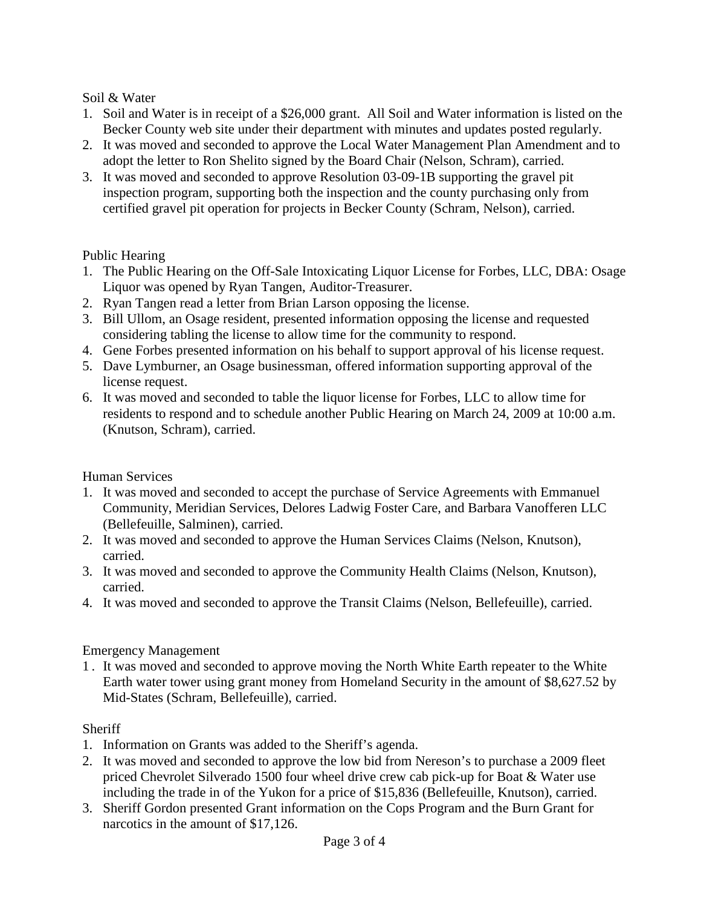Soil & Water

1. Soil and Water is in receipt of a $26,000 grant. All Soil and Water information is listed on the Becker County web site under their department with minutes and updates posted regularly.
2. It was moved and seconded to approve the Local Water Management Plan Amendment and to adopt the letter to Ron Shelito signed by the Board Chair (Nelson, Schram), carried.
3. It was moved and seconded to approve Resolution 03-09-1B supporting the gravel pit inspection program, supporting both the inspection and the county purchasing only from certified gravel pit operation for projects in Becker County (Schram, Nelson), carried.

Public Hearing

1. The Public Hearing on the Off-Sale Intoxicating Liquor License for Forbes, LLC, DBA: Osage Liquor was opened by Ryan Tangen, Auditor-Treasurer.
2. Ryan Tangen read a letter from Brian Larson opposing the license.
3. Bill Ullom, an Osage resident, presented information opposing the license and requested considering tabling the license to allow time for the community to respond.
4. Gene Forbes presented information on his behalf to support approval of his license request.
5. Dave Lymburner, an Osage businessman, offered information supporting approval of the license request.
6. It was moved and seconded to table the liquor license for Forbes, LLC to allow time for residents to respond and to schedule another Public Hearing on March 24, 2009 at 10:00 a.m. (Knutson, Schram), carried.

Human Services

1. It was moved and seconded to accept the purchase of Service Agreements with Emmanuel Community, Meridian Services, Delores Ladwig Foster Care, and Barbara Vanofferen LLC (Bellefeuille, Salminen), carried.
2. It was moved and seconded to approve the Human Services Claims (Nelson, Knutson), carried.
3. It was moved and seconded to approve the Community Health Claims (Nelson, Knutson), carried.
4. It was moved and seconded to approve the Transit Claims (Nelson, Bellefeuille), carried.

Emergency Management

1. It was moved and seconded to approve moving the North White Earth repeater to the White Earth water tower using grant money from Homeland Security in the amount of $8,627.52 by Mid-States (Schram, Bellefeuille), carried.

Sheriff

1. Information on Grants was added to the Sheriff's agenda.
2. It was moved and seconded to approve the low bid from Nereson's to purchase a 2009 fleet priced Chevrolet Silverado 1500 four wheel drive crew cab pick-up for Boat & Water use including the trade in of the Yukon for a price of $15,836 (Bellefeuille, Knutson), carried.
3. Sheriff Gordon presented Grant information on the Cops Program and the Burn Grant for narcotics in the amount of $17,126.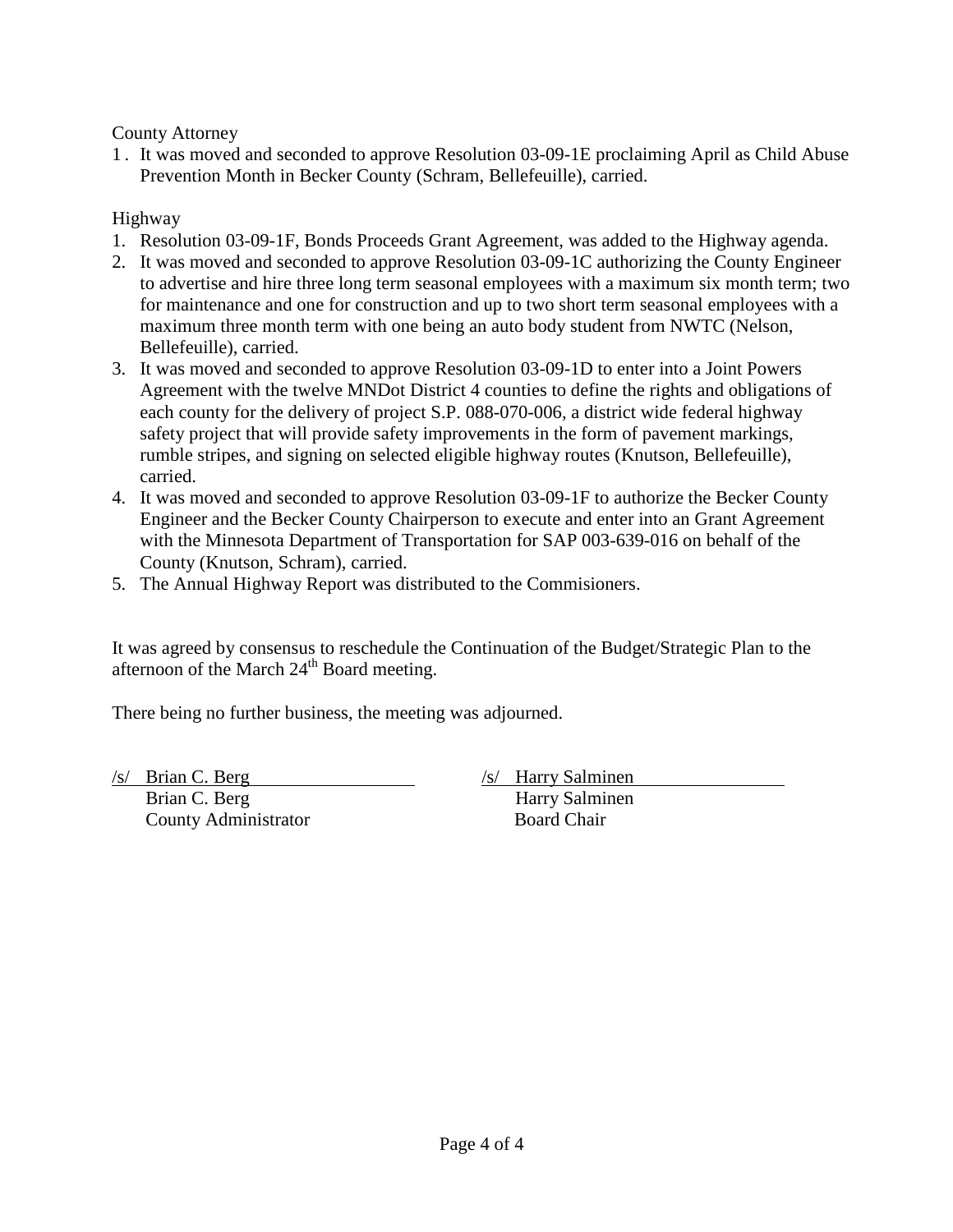County Attorney

1. It was moved and seconded to approve Resolution 03-09-1E proclaiming April as Child Abuse Prevention Month in Becker County (Schram, Bellefeuille), carried.

Highway

1. Resolution 03-09-1F, Bonds Proceeds Grant Agreement, was added to the Highway agenda.
2. It was moved and seconded to approve Resolution 03-09-1C authorizing the County Engineer to advertise and hire three long term seasonal employees with a maximum six month term; two for maintenance and one for construction and up to two short term seasonal employees with a maximum three month term with one being an auto body student from NWTC (Nelson, Bellefeuille), carried.
3. It was moved and seconded to approve Resolution 03-09-1D to enter into a Joint Powers Agreement with the twelve MNDot District 4 counties to define the rights and obligations of each county for the delivery of project S.P. 088-070-006, a district wide federal highway safety project that will provide safety improvements in the form of pavement markings, rumble stripes, and signing on selected eligible highway routes (Knutson, Bellefeuille), carried.
4. It was moved and seconded to approve Resolution 03-09-1F to authorize the Becker County Engineer and the Becker County Chairperson to execute and enter into an Grant Agreement with the Minnesota Department of Transportation for SAP 003-639-016 on behalf of the County (Knutson, Schram), carried.
5. The Annual Highway Report was distributed to the Commisioners.

It was agreed by consensus to reschedule the Continuation of the Budget/Strategic Plan to the afternoon of the March 24th Board meeting.

There being no further business, the meeting was adjourned.

/s/ Brian C. Berg
Brian C. Berg
County Administrator

/s/ Harry Salminen
Harry Salminen
Board Chair